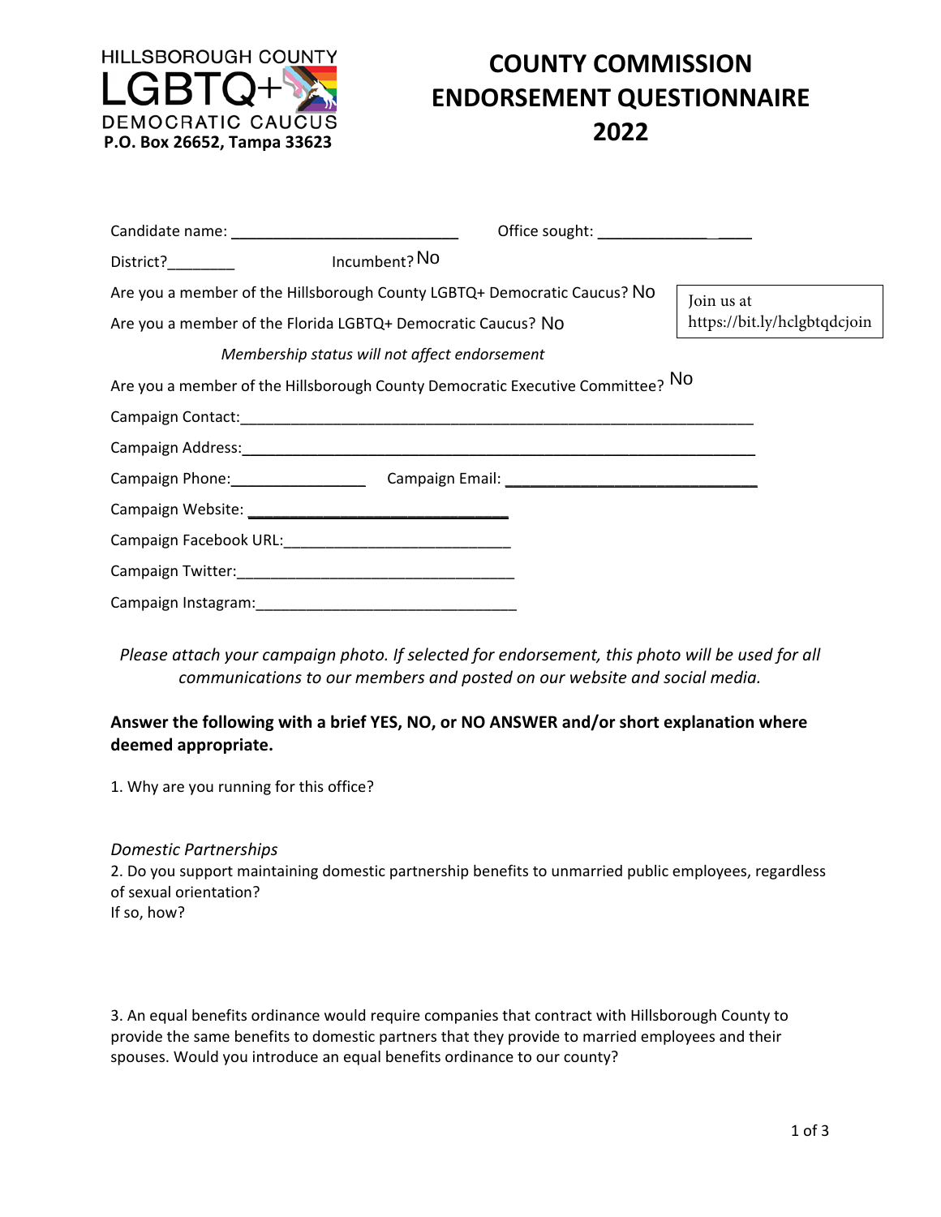HILLSBOROUGH COUNTY
LGBTQ+
DEMOCRATIC CAUCUS
**P.O. Box 26652, Tampa 33623**

# COUNTY COMMISSION ENDORSEMENT QUESTIONNAIRE 2022

Candidate name: ____________________________ Office sought: _________________

District?________ Incumbent? No

Are you a member of the Hillsborough County LGBTQ+ Democratic Caucus? No

Are you a member of the Florida LGBTQ+ Democratic Caucus? No

Join us at https://bit.ly/hclgbtqdcjoin

*Membership status will not affect endorsement*

Are you a member of the Hillsborough County Democratic Executive Committee? No

Campaign Contact:_______________________________________________________________

Campaign Address:_______________________________________________________________

Campaign Phone:________________ Campaign Email: ______________________________

Campaign Website: ______________________________

Campaign Facebook URL:___________________________

Campaign Twitter:_________________________________

Campaign Instagram:_______________________________

*Please attach your campaign photo. If selected for endorsement, this photo will be used for all communications to our members and posted on our website and social media.*

**Answer the following with a brief YES, NO, or NO ANSWER and/or short explanation where deemed appropriate.**

1. Why are you running for this office?

*Domestic Partnerships*

2. Do you support maintaining domestic partnership benefits to unmarried public employees, regardless of sexual orientation?
If so, how?

3. An equal benefits ordinance would require companies that contract with Hillsborough County to provide the same benefits to domestic partners that they provide to married employees and their spouses. Would you introduce an equal benefits ordinance to our county?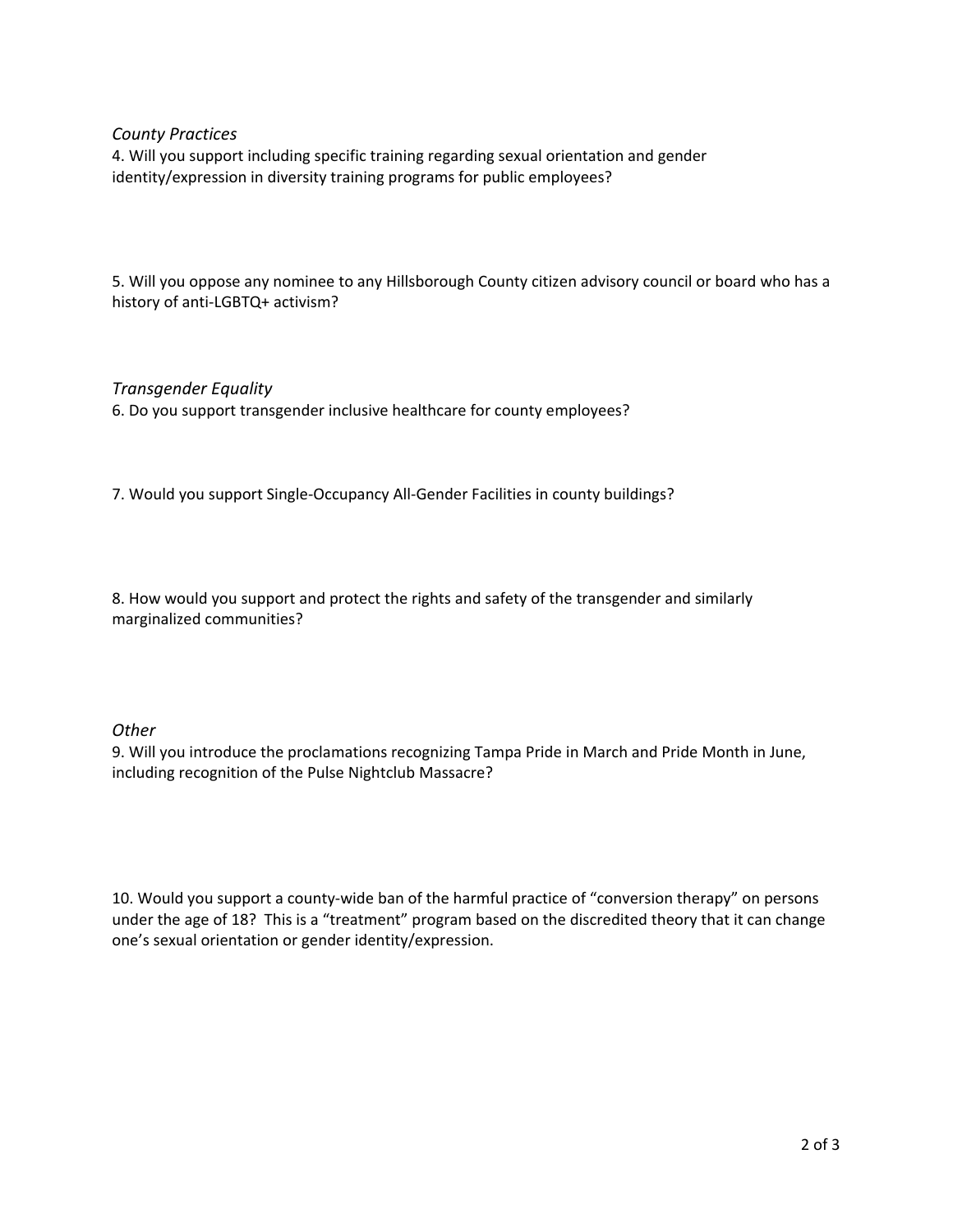*County Practices*

4. Will you support including specific training regarding sexual orientation and gender identity/expression in diversity training programs for public employees?

5. Will you oppose any nominee to any Hillsborough County citizen advisory council or board who has a history of anti-LGBTQ+ activism?

*Transgender Equality*

6. Do you support transgender inclusive healthcare for county employees?

7. Would you support Single-Occupancy All-Gender Facilities in county buildings?

8. How would you support and protect the rights and safety of the transgender and similarly marginalized communities?

*Other*

9. Will you introduce the proclamations recognizing Tampa Pride in March and Pride Month in June, including recognition of the Pulse Nightclub Massacre?

10. Would you support a county-wide ban of the harmful practice of "conversion therapy" on persons under the age of 18? This is a "treatment" program based on the discredited theory that it can change one's sexual orientation or gender identity/expression.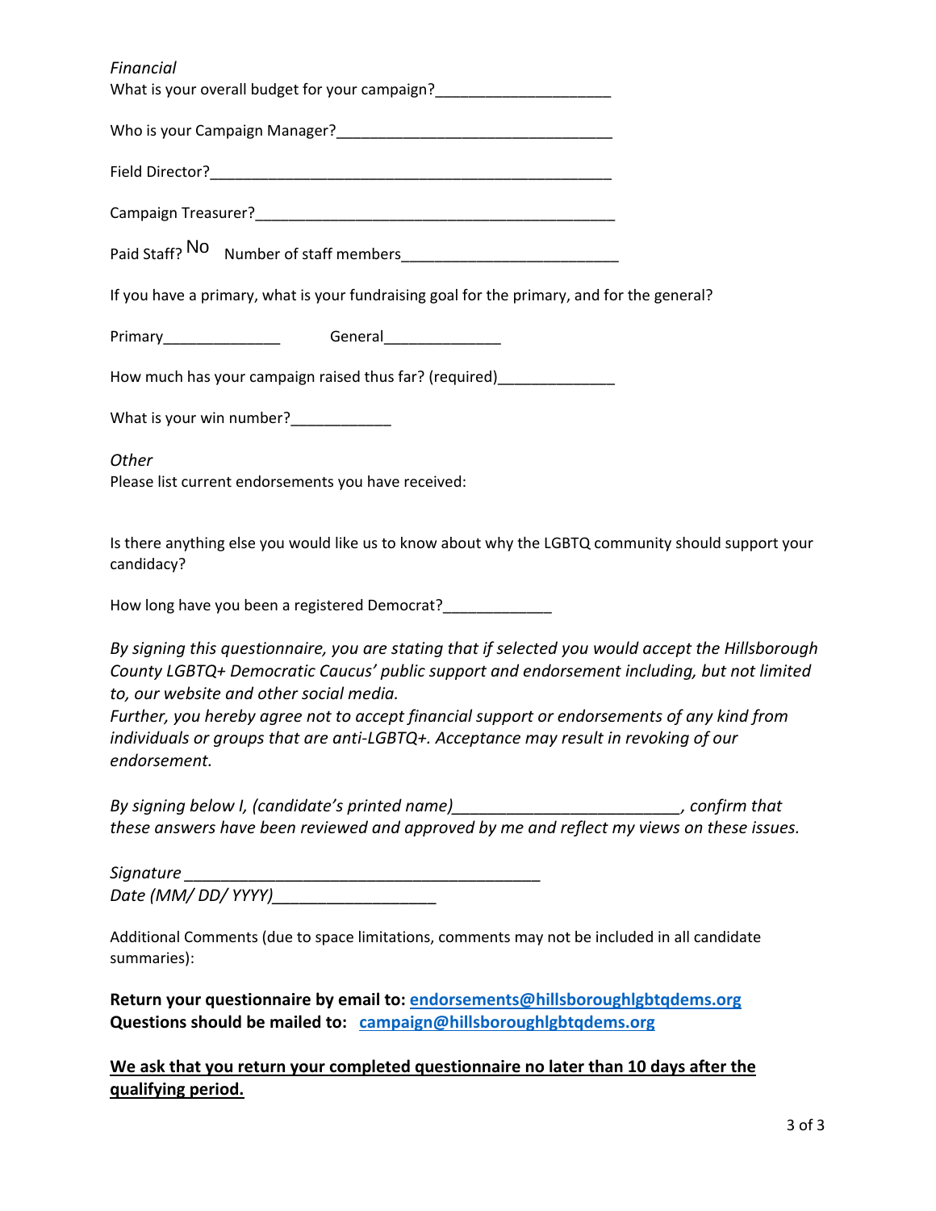*Financial*

What is your overall budget for your campaign?_____________________

Who is your Campaign Manager?________________________________

Field Director?______________________________________________

Campaign Treasurer?_________________________________________

Paid Staff? No Number of staff members__________________________

If you have a primary, what is your fundraising goal for the primary, and for the general?

Primary______________ General______________

How much has your campaign raised thus far? (required)______________

What is your win number?____________

*Other*

Please list current endorsements you have received:

Is there anything else you would like us to know about why the LGBTQ community should support your candidacy?

How long have you been a registered Democrat?_____________

*By signing this questionnaire, you are stating that if selected you would accept the Hillsborough County LGBTQ+ Democratic Caucus' public support and endorsement including, but not limited to, our website and other social media.*

*Further, you hereby agree not to accept financial support or endorsements of any kind from individuals or groups that are anti-LGBTQ+. Acceptance may result in revoking of our endorsement.*

*By signing below I, (candidate's printed name)_________________________, confirm that these answers have been reviewed and approved by me and reflect my views on these issues.*

*Signature* _________________________________________

*Date (MM/ DD/ YYYY)*___________________

Additional Comments (due to space limitations, comments may not be included in all candidate summaries):

**Return your questionnaire by email to: [endorsements@hillsboroughlgbtqdems.org](mailto:endorsements@hillsboroughlgbtqdems.org)**
**Questions should be mailed to: [campaign@hillsboroughlgbtqdems.org](mailto:campaign@hillsboroughlgbtqdems.org)**

**<u>We ask that you return your completed questionnaire no later than 10 days after the qualifying period.</u>**